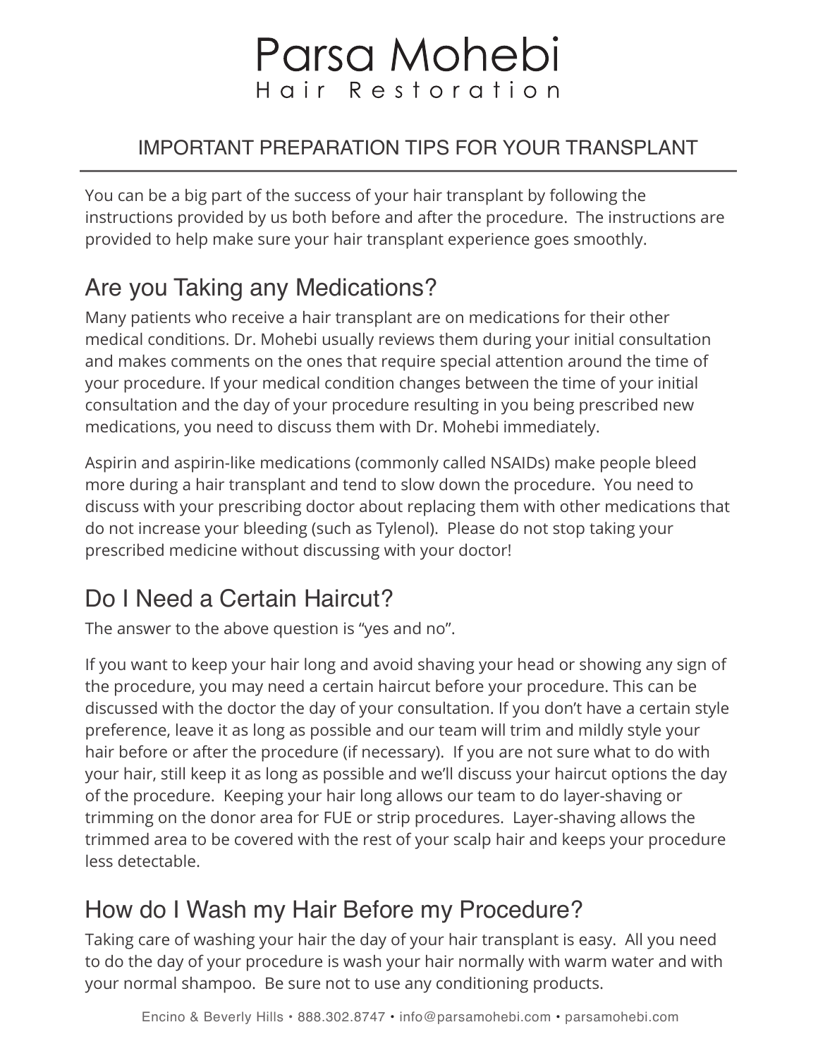# Parsa Mohebi
Hair Restoration

## IMPORTANT PREPARATION TIPS FOR YOUR TRANSPLANT

You can be a big part of the success of your hair transplant by following the instructions provided by us both before and after the procedure. The instructions are provided to help make sure your hair transplant experience goes smoothly.

## Are you Taking any Medications?

Many patients who receive a hair transplant are on medications for their other medical conditions. Dr. Mohebi usually reviews them during your initial consultation and makes comments on the ones that require special attention around the time of your procedure. If your medical condition changes between the time of your initial consultation and the day of your procedure resulting in you being prescribed new medications, you need to discuss them with Dr. Mohebi immediately.

Aspirin and aspirin-like medications (commonly called NSAIDs) make people bleed more during a hair transplant and tend to slow down the procedure. You need to discuss with your prescribing doctor about replacing them with other medications that do not increase your bleeding (such as Tylenol). Please do not stop taking your prescribed medicine without discussing with your doctor!

## Do I Need a Certain Haircut?

The answer to the above question is "yes and no".

If you want to keep your hair long and avoid shaving your head or showing any sign of the procedure, you may need a certain haircut before your procedure. This can be discussed with the doctor the day of your consultation. If you don't have a certain style preference, leave it as long as possible and our team will trim and mildly style your hair before or after the procedure (if necessary). If you are not sure what to do with your hair, still keep it as long as possible and we'll discuss your haircut options the day of the procedure. Keeping your hair long allows our team to do layer-shaving or trimming on the donor area for FUE or strip procedures. Layer-shaving allows the trimmed area to be covered with the rest of your scalp hair and keeps your procedure less detectable.

## How do I Wash my Hair Before my Procedure?

Taking care of washing your hair the day of your hair transplant is easy. All you need to do the day of your procedure is wash your hair normally with warm water and with your normal shampoo. Be sure not to use any conditioning products.

Encino & Beverly Hills • 888.302.8747 • info@parsamohebi.com • parsamohebi.com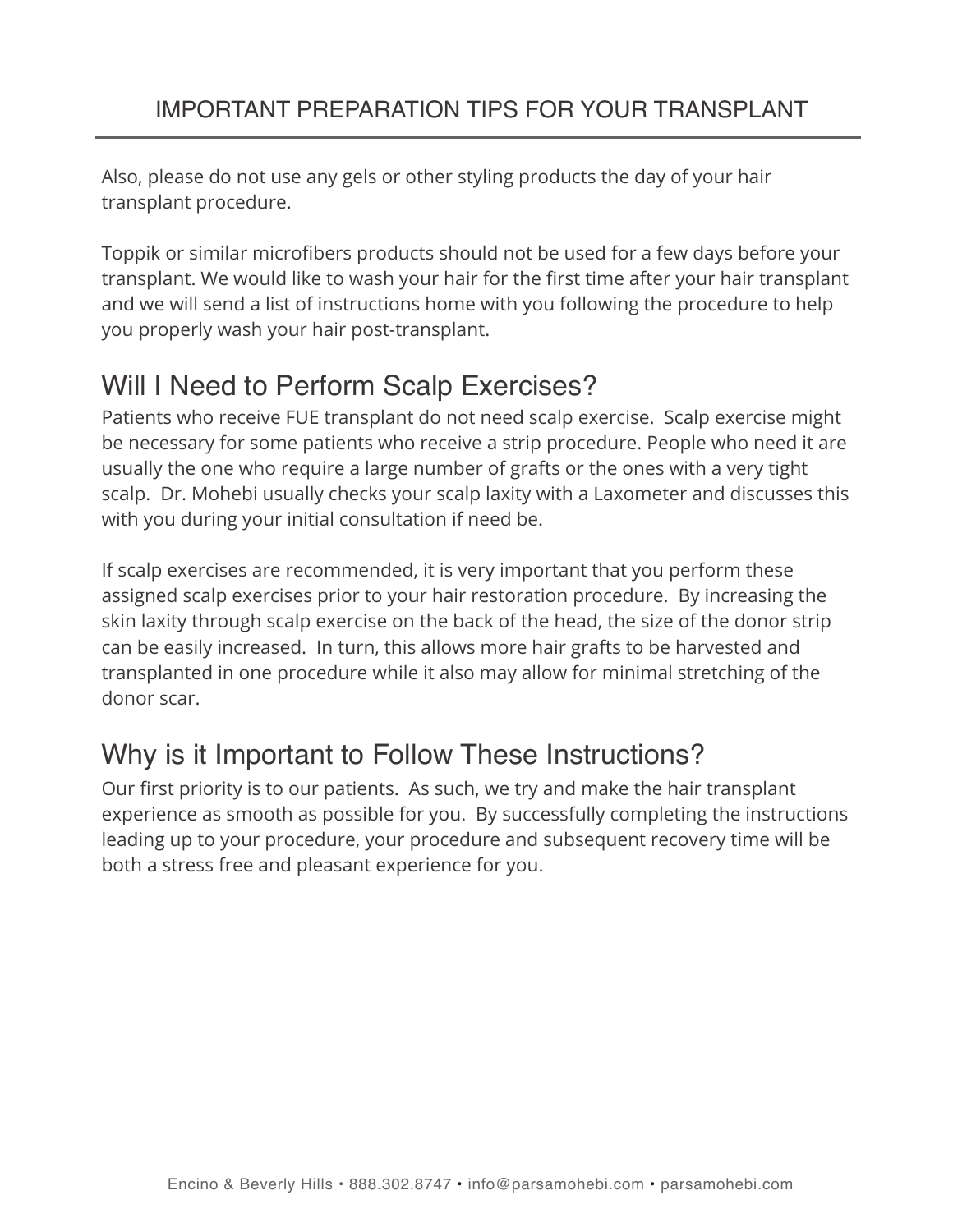Also, please do not use any gels or other styling products the day of your hair transplant procedure.

Toppik or similar microfibers products should not be used for a few days before your transplant. We would like to wash your hair for the first time after your hair transplant and we will send a list of instructions home with you following the procedure to help you properly wash your hair post-transplant.

## Will I Need to Perform Scalp Exercises?

Patients who receive FUE transplant do not need scalp exercise. Scalp exercise might be necessary for some patients who receive a strip procedure. People who need it are usually the one who require a large number of grafts or the ones with a very tight scalp. Dr. Mohebi usually checks your scalp laxity with a Laxometer and discusses this with you during your initial consultation if need be.

If scalp exercises are recommended, it is very important that you perform these assigned scalp exercises prior to your hair restoration procedure. By increasing the skin laxity through scalp exercise on the back of the head, the size of the donor strip can be easily increased. In turn, this allows more hair grafts to be harvested and transplanted in one procedure while it also may allow for minimal stretching of the donor scar.

## Why is it Important to Follow These Instructions?

Our first priority is to our patients. As such, we try and make the hair transplant experience as smooth as possible for you. By successfully completing the instructions leading up to your procedure, your procedure and subsequent recovery time will be both a stress free and pleasant experience for you.